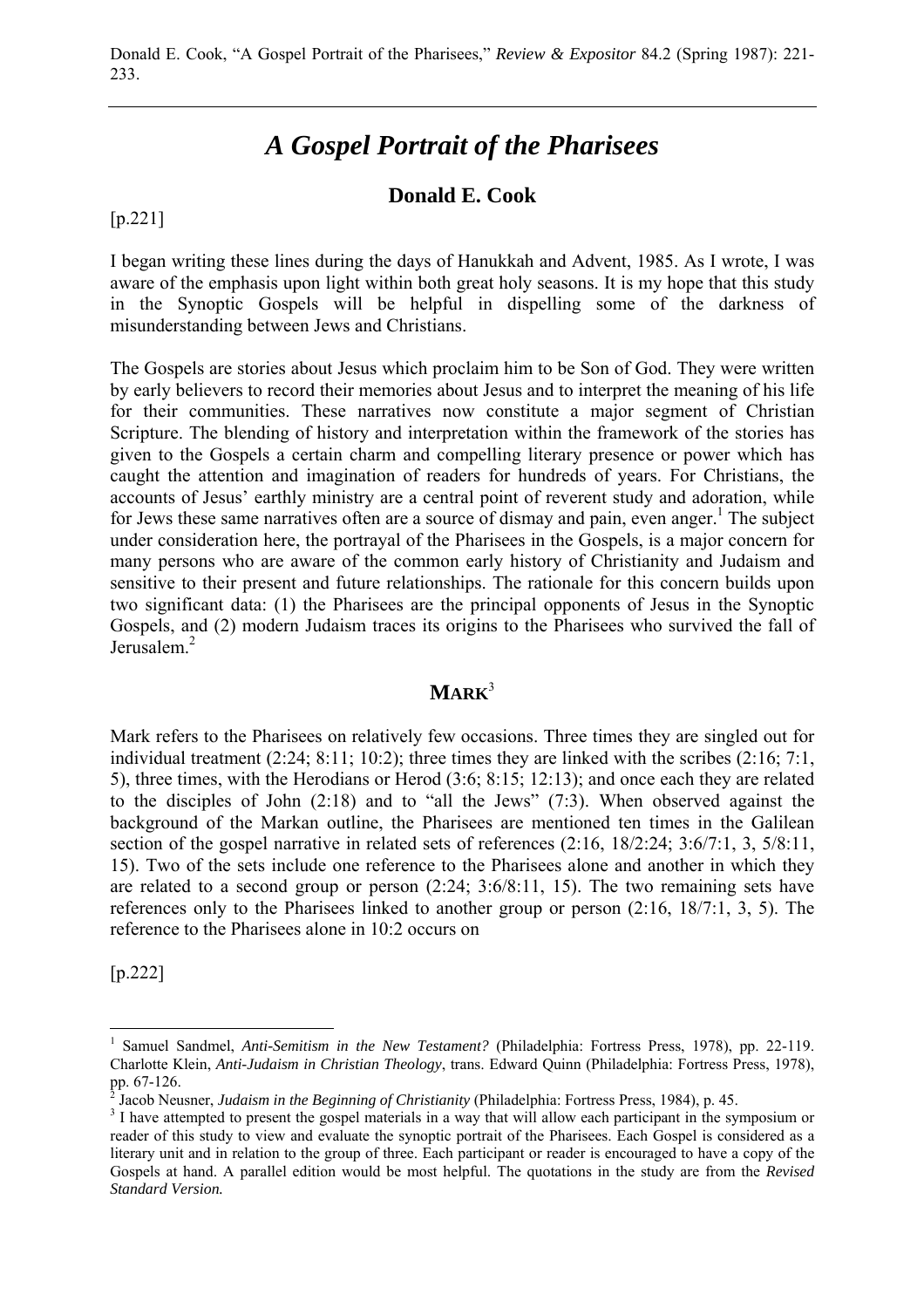Donald E. Cook, "A Gospel Portrait of the Pharisees," *Review & Expositor* 84.2 (Spring 1987): 221-233.

# *A Gospel Portrait of the Pharisees*

## Donald E. Cook

[p.221]

I began writing these lines during the days of Hanukkah and Advent, 1985. As I wrote, I was aware of the emphasis upon light within both great holy seasons. It is my hope that this study in the Synoptic Gospels will be helpful in dispelling some of the darkness of misunderstanding between Jews and Christians.

The Gospels are stories about Jesus which proclaim him to be Son of God. They were written by early believers to record their memories about Jesus and to interpret the meaning of his life for their communities. These narratives now constitute a major segment of Christian Scripture. The blending of history and interpretation within the framework of the stories has given to the Gospels a certain charm and compelling literary presence or power which has caught the attention and imagination of readers for hundreds of years. For Christians, the accounts of Jesus' earthly ministry are a central point of reverent study and adoration, while for Jews these same narratives often are a source of dismay and pain, even anger.[1] The subject under consideration here, the portrayal of the Pharisees in the Gospels, is a major concern for many persons who are aware of the common early history of Christianity and Judaism and sensitive to their present and future relationships. The rationale for this concern builds upon two significant data: (1) the Pharisees are the principal opponents of Jesus in the Synoptic Gospels, and (2) modern Judaism traces its origins to the Pharisees who survived the fall of Jerusalem.[2]

## MARK[3]

Mark refers to the Pharisees on relatively few occasions. Three times they are singled out for individual treatment (2:24; 8:11; 10:2); three times they are linked with the scribes (2:16; 7:1, 5), three times, with the Herodians or Herod (3:6; 8:15; 12:13); and once each they are related to the disciples of John (2:18) and to "all the Jews" (7:3). When observed against the background of the Markan outline, the Pharisees are mentioned ten times in the Galilean section of the gospel narrative in related sets of references (2:16, 18/2:24; 3:6/7:1, 3, 5/8:11, 15). Two of the sets include one reference to the Pharisees alone and another in which they are related to a second group or person (2:24; 3:6/8:11, 15). The two remaining sets have references only to the Pharisees linked to another group or person (2:16, 18/7:1, 3, 5). The reference to the Pharisees alone in 10:2 occurs on

[p.222]

---

[1] Samuel Sandmel, *Anti-Semitism in the New Testament?* (Philadelphia: Fortress Press, 1978), pp. 22-119. Charlotte Klein, *Anti-Judaism in Christian Theology*, trans. Edward Quinn (Philadelphia: Fortress Press, 1978), pp. 67-126.

[2] Jacob Neusner, *Judaism in the Beginning of Christianity* (Philadelphia: Fortress Press, 1984), p. 45.

[3] I have attempted to present the gospel materials in a way that will allow each participant in the symposium or reader of this study to view and evaluate the synoptic portrait of the Pharisees. Each Gospel is considered as a literary unit and in relation to the group of three. Each participant or reader is encouraged to have a copy of the Gospels at hand. A parallel edition would be most helpful. The quotations in the study are from the *Revised Standard Version.*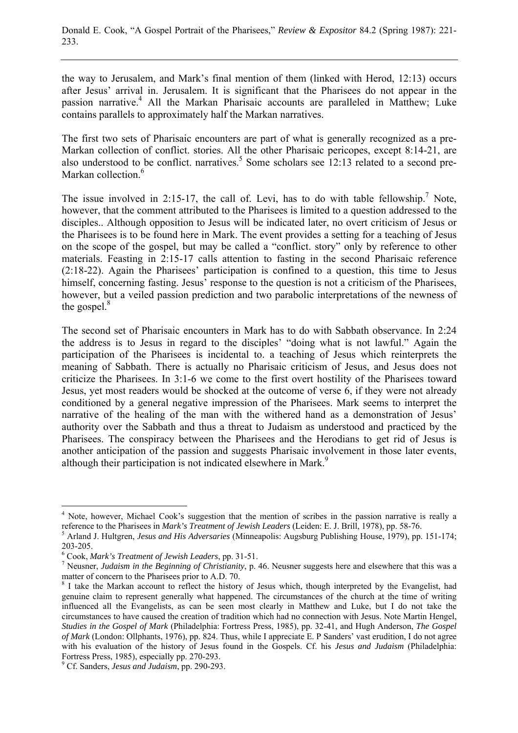the way to Jerusalem, and Mark's final mention of them (linked with Herod, 12:13) occurs after Jesus' arrival in. Jerusalem. It is significant that the Pharisees do not appear in the passion narrative.[4] All the Markan Pharisaic accounts are paralleled in Matthew; Luke contains parallels to approximately half the Markan narratives.

The first two sets of Pharisaic encounters are part of what is generally recognized as a pre-Markan collection of conflict. stories. All the other Pharisaic pericopes, except 8:14-21, are also understood to be conflict. narratives.[5] Some scholars see 12:13 related to a second pre-Markan collection.[6]

The issue involved in 2:15-17, the call of. Levi, has to do with table fellowship.[7] Note, however, that the comment attributed to the Pharisees is limited to a question addressed to the disciples.. Although opposition to Jesus will be indicated later, no overt criticism of Jesus or the Pharisees is to be found here in Mark. The event provides a setting for a teaching of Jesus on the scope of the gospel, but may be called a "conflict. story" only by reference to other materials. Feasting in 2:15-17 calls attention to fasting in the second Pharisaic reference (2:18-22). Again the Pharisees' participation is confined to a question, this time to Jesus himself, concerning fasting. Jesus' response to the question is not a criticism of the Pharisees, however, but a veiled passion prediction and two parabolic interpretations of the newness of the gospel.[8]

The second set of Pharisaic encounters in Mark has to do with Sabbath observance. In 2:24 the address is to Jesus in regard to the disciples' "doing what is not lawful." Again the participation of the Pharisees is incidental to. a teaching of Jesus which reinterprets the meaning of Sabbath. There is actually no Pharisaic criticism of Jesus, and Jesus does not criticize the Pharisees. In 3:1-6 we come to the first overt hostility of the Pharisees toward Jesus, yet most readers would be shocked at the outcome of verse 6, if they were not already conditioned by a general negative impression of the Pharisees. Mark seems to interpret the narrative of the healing of the man with the withered hand as a demonstration of Jesus' authority over the Sabbath and thus a threat to Judaism as understood and practiced by the Pharisees. The conspiracy between the Pharisees and the Herodians to get rid of Jesus is another anticipation of the passion and suggests Pharisaic involvement in those later events, although their participation is not indicated elsewhere in Mark.[9]

---

[4] Note, however, Michael Cook's suggestion that the mention of scribes in the passion narrative is really a reference to the Pharisees in *Mark's Treatment of Jewish Leaders* (Leiden: E. J. Brill, 1978), pp. 58-76.

[5] Arland J. Hultgren, *Jesus and His Adversaries* (Minneapolis: Augsburg Publishing House, 1979), pp. 151-174; 203-205.

[6] Cook, *Mark's Treatment of Jewish Leaders*, pp. 31-51.

[7] Neusner, *Judaism in the Beginning of Christianity*, p. 46. Neusner suggests here and elsewhere that this was a matter of concern to the Pharisees prior to A.D. 70.

[8] I take the Markan account to reflect the history of Jesus which, though interpreted by the Evangelist, had genuine claim to represent generally what happened. The circumstances of the church at the time of writing influenced all the Evangelists, as can be seen most clearly in Matthew and Luke, but I do not take the circumstances to have caused the creation of tradition which had no connection with Jesus. Note Martin Hengel, *Studies in the Gospel of Mark* (Philadelphia: Fortress Press, 1985), pp. 32-41, and Hugh Anderson, *The Gospel of Mark* (London: Ollphants, 1976), pp. 824. Thus, while I appreciate E. P Sanders' vast erudition, I do not agree with his evaluation of the history of Jesus found in the Gospels. Cf. his *Jesus and Judaism* (Philadelphia: Fortress Press, 1985), especially pp. 270-293.

[9] Cf. Sanders, *Jesus and Judaism*, pp. 290-293.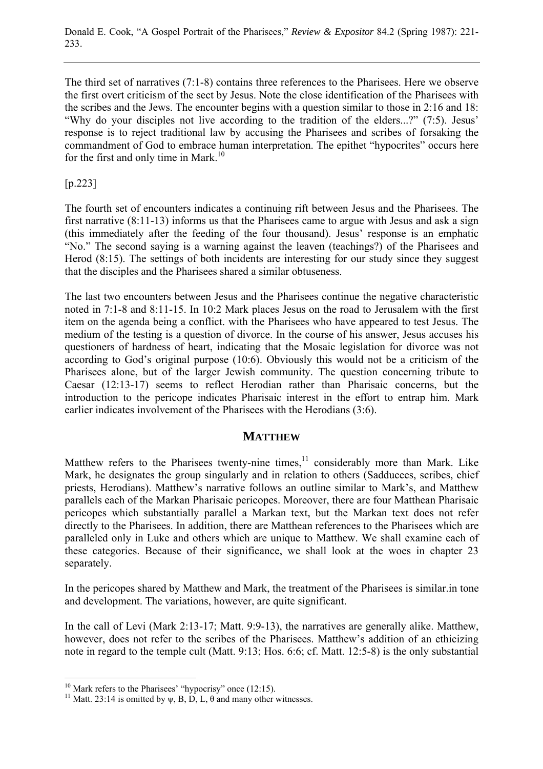The third set of narratives (7:1-8) contains three references to the Pharisees. Here we observe the first overt criticism of the sect by Jesus. Note the close identification of the Pharisees with the scribes and the Jews. The encounter begins with a question similar to those in 2:16 and 18: "Why do your disciples not live according to the tradition of the elders...?" (7:5). Jesus' response is to reject traditional law by accusing the Pharisees and scribes of forsaking the commandment of God to embrace human interpretation. The epithet "hypocrites" occurs here for the first and only time in Mark.[10]

[p.223]

The fourth set of encounters indicates a continuing rift between Jesus and the Pharisees. The first narrative (8:11-13) informs us that the Pharisees came to argue with Jesus and ask a sign (this immediately after the feeding of the four thousand). Jesus' response is an emphatic "No." The second saying is a warning against the leaven (teachings?) of the Pharisees and Herod (8:15). The settings of both incidents are interesting for our study since they suggest that the disciples and the Pharisees shared a similar obtuseness.

The last two encounters between Jesus and the Pharisees continue the negative characteristic noted in 7:1-8 and 8:11-15. In 10:2 Mark places Jesus on the road to Jerusalem with the first item on the agenda being a conflict. with the Pharisees who have appeared to test Jesus. The medium of the testing is a question of divorce. In the course of his answer, Jesus accuses his questioners of hardness of heart, indicating that the Mosaic legislation for divorce was not according to God's original purpose (10:6). Obviously this would not be a criticism of the Pharisees alone, but of the larger Jewish community. The question concerning tribute to Caesar (12:13-17) seems to reflect Herodian rather than Pharisaic concerns, but the introduction to the pericope indicates Pharisaic interest in the effort to entrap him. Mark earlier indicates involvement of the Pharisees with the Herodians (3:6).

## MATTHEW

Matthew refers to the Pharisees twenty-nine times,[11] considerably more than Mark. Like Mark, he designates the group singularly and in relation to others (Sadducees, scribes, chief priests, Herodians). Matthew's narrative follows an outline similar to Mark's, and Matthew parallels each of the Markan Pharisaic pericopes. Moreover, there are four Matthean Pharisaic pericopes which substantially parallel a Markan text, but the Markan text does not refer directly to the Pharisees. In addition, there are Matthean references to the Pharisees which are paralleled only in Luke and others which are unique to Matthew. We shall examine each of these categories. Because of their significance, we shall look at the woes in chapter 23 separately.

In the pericopes shared by Matthew and Mark, the treatment of the Pharisees is similar.in tone and development. The variations, however, are quite significant.

In the call of Levi (Mark 2:13-17; Matt. 9:9-13), the narratives are generally alike. Matthew, however, does not refer to the scribes of the Pharisees. Matthew's addition of an ethicizing note in regard to the temple cult (Matt. 9:13; Hos. 6:6; cf. Matt. 12:5-8) is the only substantial

---

[10] Mark refers to the Pharisees' "hypocrisy" once (12:15).

[11] Matt. 23:14 is omitted by ψ, B, D, L, θ and many other witnesses.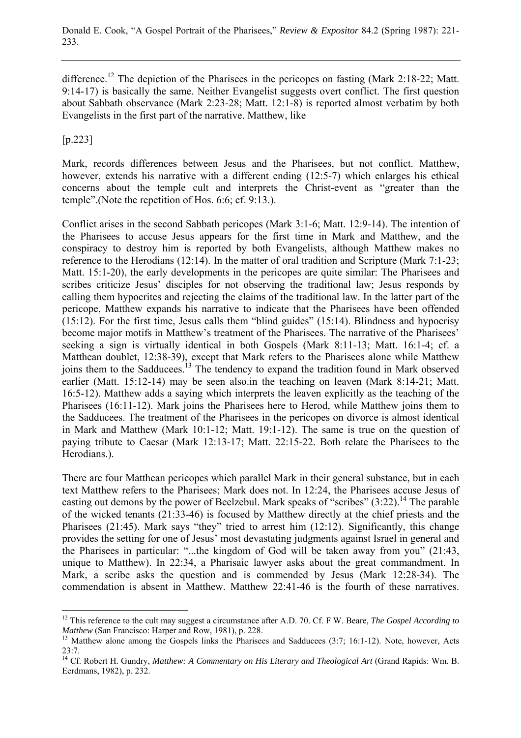difference.[12] The depiction of the Pharisees in the pericopes on fasting (Mark 2:18-22; Matt. 9:14-17) is basically the same. Neither Evangelist suggests overt conflict. The first question about Sabbath observance (Mark 2:23-28; Matt. 12:1-8) is reported almost verbatim by both Evangelists in the first part of the narrative. Matthew, like

[p.223]

Mark, records differences between Jesus and the Pharisees, but not conflict. Matthew, however, extends his narrative with a different ending (12:5-7) which enlarges his ethical concerns about the temple cult and interprets the Christ-event as "greater than the temple".(Note the repetition of Hos. 6:6; cf. 9:13.).

Conflict arises in the second Sabbath pericopes (Mark 3:1-6; Matt. 12:9-14). The intention of the Pharisees to accuse Jesus appears for the first time in Mark and Matthew, and the conspiracy to destroy him is reported by both Evangelists, although Matthew makes no reference to the Herodians (12:14). In the matter of oral tradition and Scripture (Mark 7:1-23; Matt. 15:1-20), the early developments in the pericopes are quite similar: The Pharisees and scribes criticize Jesus' disciples for not observing the traditional law; Jesus responds by calling them hypocrites and rejecting the claims of the traditional law. In the latter part of the pericope, Matthew expands his narrative to indicate that the Pharisees have been offended (15:12). For the first time, Jesus calls them "blind guides" (15:14). Blindness and hypocrisy become major motifs in Matthew's treatment of the Pharisees. The narrative of the Pharisees' seeking a sign is virtually identical in both Gospels (Mark 8:11-13; Matt. 16:1-4; cf. a Matthean doublet, 12:38-39), except that Mark refers to the Pharisees alone while Matthew joins them to the Sadducees.[13] The tendency to expand the tradition found in Mark observed earlier (Matt. 15:12-14) may be seen also.in the teaching on leaven (Mark 8:14-21; Matt. 16:5-12). Matthew adds a saying which interprets the leaven explicitly as the teaching of the Pharisees (16:11-12). Mark joins the Pharisees here to Herod, while Matthew joins them to the Sadducees. The treatment of the Pharisees in the pericopes on divorce is almost identical in Mark and Matthew (Mark 10:1-12; Matt. 19:1-12). The same is true on the question of paying tribute to Caesar (Mark 12:13-17; Matt. 22:15-22. Both relate the Pharisees to the Herodians.).

There are four Matthean pericopes which parallel Mark in their general substance, but in each text Matthew refers to the Pharisees; Mark does not. In 12:24, the Pharisees accuse Jesus of casting out demons by the power of Beelzebul. Mark speaks of "scribes" (3:22).[14] The parable of the wicked tenants (21:33-46) is focused by Matthew directly at the chief priests and the Pharisees (21:45). Mark says "they" tried to arrest him (12:12). Significantly, this change provides the setting for one of Jesus' most devastating judgments against Israel in general and the Pharisees in particular: "...the kingdom of God will be taken away from you" (21:43, unique to Matthew). In 22:34, a Pharisaic lawyer asks about the great commandment. In Mark, a scribe asks the question and is commended by Jesus (Mark 12:28-34). The commendation is absent in Matthew. Matthew 22:41-46 is the fourth of these narratives.

---

[12] This reference to the cult may suggest a circumstance after A.D. 70. Cf. F W. Beare, *The Gospel According to Matthew* (San Francisco: Harper and Row, 1981), p. 228.

[13] Matthew alone among the Gospels links the Pharisees and Sadducees (3:7; 16:1-12). Note, however, Acts 23:7.

[14] Cf. Robert H. Gundry, *Matthew: A Commentary on His Literary and Theological Art* (Grand Rapids: Wm. B. Eerdmans, 1982), p. 232.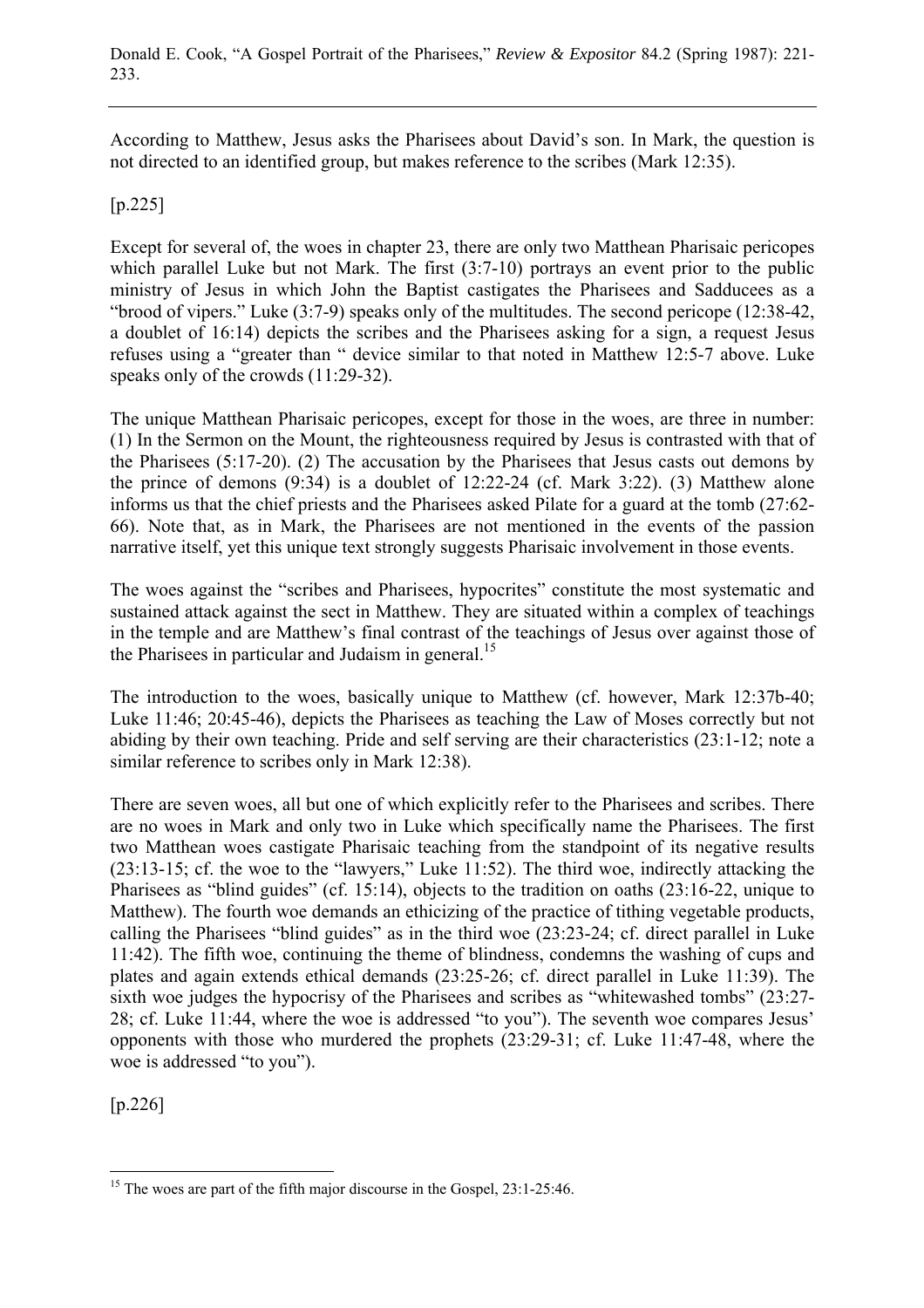According to Matthew, Jesus asks the Pharisees about David's son. In Mark, the question is not directed to an identified group, but makes reference to the scribes (Mark 12:35).

[p.225]

Except for several of, the woes in chapter 23, there are only two Matthean Pharisaic pericopes which parallel Luke but not Mark. The first (3:7-10) portrays an event prior to the public ministry of Jesus in which John the Baptist castigates the Pharisees and Sadducees as a "brood of vipers." Luke (3:7-9) speaks only of the multitudes. The second pericope (12:38-42, a doublet of 16:14) depicts the scribes and the Pharisees asking for a sign, a request Jesus refuses using a "greater than " device similar to that noted in Matthew 12:5-7 above. Luke speaks only of the crowds (11:29-32).

The unique Matthean Pharisaic pericopes, except for those in the woes, are three in number: (1) In the Sermon on the Mount, the righteousness required by Jesus is contrasted with that of the Pharisees (5:17-20). (2) The accusation by the Pharisees that Jesus casts out demons by the prince of demons (9:34) is a doublet of 12:22-24 (cf. Mark 3:22). (3) Matthew alone informs us that the chief priests and the Pharisees asked Pilate for a guard at the tomb (27:62-66). Note that, as in Mark, the Pharisees are not mentioned in the events of the passion narrative itself, yet this unique text strongly suggests Pharisaic involvement in those events.

The woes against the "scribes and Pharisees, hypocrites" constitute the most systematic and sustained attack against the sect in Matthew. They are situated within a complex of teachings in the temple and are Matthew's final contrast of the teachings of Jesus over against those of the Pharisees in particular and Judaism in general.[15]

The introduction to the woes, basically unique to Matthew (cf. however, Mark 12:37b-40; Luke 11:46; 20:45-46), depicts the Pharisees as teaching the Law of Moses correctly but not abiding by their own teaching. Pride and self serving are their characteristics (23:1-12; note a similar reference to scribes only in Mark 12:38).

There are seven woes, all but one of which explicitly refer to the Pharisees and scribes. There are no woes in Mark and only two in Luke which specifically name the Pharisees. The first two Matthean woes castigate Pharisaic teaching from the standpoint of its negative results (23:13-15; cf. the woe to the "lawyers," Luke 11:52). The third woe, indirectly attacking the Pharisees as "blind guides" (cf. 15:14), objects to the tradition on oaths (23:16-22, unique to Matthew). The fourth woe demands an ethicizing of the practice of tithing vegetable products, calling the Pharisees "blind guides" as in the third woe (23:23-24; cf. direct parallel in Luke 11:42). The fifth woe, continuing the theme of blindness, condemns the washing of cups and plates and again extends ethical demands (23:25-26; cf. direct parallel in Luke 11:39). The sixth woe judges the hypocrisy of the Pharisees and scribes as "whitewashed tombs" (23:27-28; cf. Luke 11:44, where the woe is addressed "to you"). The seventh woe compares Jesus' opponents with those who murdered the prophets (23:29-31; cf. Luke 11:47-48, where the woe is addressed "to you").

[p.226]

---

[15] The woes are part of the fifth major discourse in the Gospel, 23:1-25:46.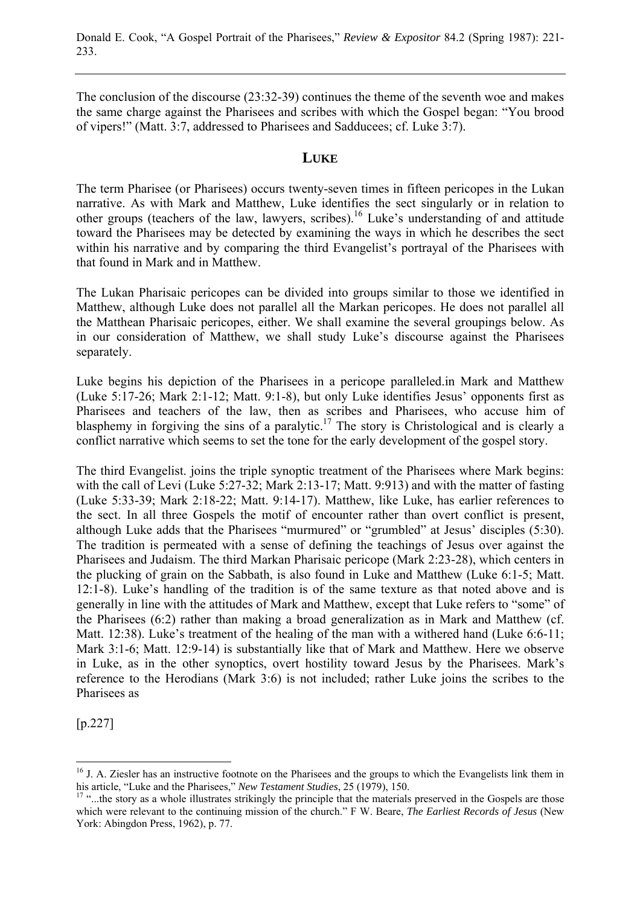The conclusion of the discourse (23:32-39) continues the theme of the seventh woe and makes the same charge against the Pharisees and scribes with which the Gospel began: "You brood of vipers!" (Matt. 3:7, addressed to Pharisees and Sadducees; cf. Luke 3:7).

## LUKE

The term Pharisee (or Pharisees) occurs twenty-seven times in fifteen pericopes in the Lukan narrative. As with Mark and Matthew, Luke identifies the sect singularly or in relation to other groups (teachers of the law, lawyers, scribes).[16] Luke's understanding of and attitude toward the Pharisees may be detected by examining the ways in which he describes the sect within his narrative and by comparing the third Evangelist's portrayal of the Pharisees with that found in Mark and in Matthew.

The Lukan Pharisaic pericopes can be divided into groups similar to those we identified in Matthew, although Luke does not parallel all the Markan pericopes. He does not parallel all the Matthean Pharisaic pericopes, either. We shall examine the several groupings below. As in our consideration of Matthew, we shall study Luke's discourse against the Pharisees separately.

Luke begins his depiction of the Pharisees in a pericope paralleled.in Mark and Matthew (Luke 5:17-26; Mark 2:1-12; Matt. 9:1-8), but only Luke identifies Jesus' opponents first as Pharisees and teachers of the law, then as scribes and Pharisees, who accuse him of blasphemy in forgiving the sins of a paralytic.[17] The story is Christological and is clearly a conflict narrative which seems to set the tone for the early development of the gospel story.

The third Evangelist. joins the triple synoptic treatment of the Pharisees where Mark begins: with the call of Levi (Luke 5:27-32; Mark 2:13-17; Matt. 9:913) and with the matter of fasting (Luke 5:33-39; Mark 2:18-22; Matt. 9:14-17). Matthew, like Luke, has earlier references to the sect. In all three Gospels the motif of encounter rather than overt conflict is present, although Luke adds that the Pharisees "murmured" or "grumbled" at Jesus' disciples (5:30). The tradition is permeated with a sense of defining the teachings of Jesus over against the Pharisees and Judaism. The third Markan Pharisaic pericope (Mark 2:23-28), which centers in the plucking of grain on the Sabbath, is also found in Luke and Matthew (Luke 6:1-5; Matt. 12:1-8). Luke's handling of the tradition is of the same texture as that noted above and is generally in line with the attitudes of Mark and Matthew, except that Luke refers to "some" of the Pharisees (6:2) rather than making a broad generalization as in Mark and Matthew (cf. Matt. 12:38). Luke's treatment of the healing of the man with a withered hand (Luke 6:6-11; Mark 3:1-6; Matt. 12:9-14) is substantially like that of Mark and Matthew. Here we observe in Luke, as in the other synoptics, overt hostility toward Jesus by the Pharisees. Mark's reference to the Herodians (Mark 3:6) is not included; rather Luke joins the scribes to the Pharisees as

[p.227]

---

[16] J. A. Ziesler has an instructive footnote on the Pharisees and the groups to which the Evangelists link them in his article, "Luke and the Pharisees," *New Testament Studies*, 25 (1979), 150.

[17] "...the story as a whole illustrates strikingly the principle that the materials preserved in the Gospels are those which were relevant to the continuing mission of the church." F W. Beare, *The Earliest Records of Jesus* (New York: Abingdon Press, 1962), p. 77.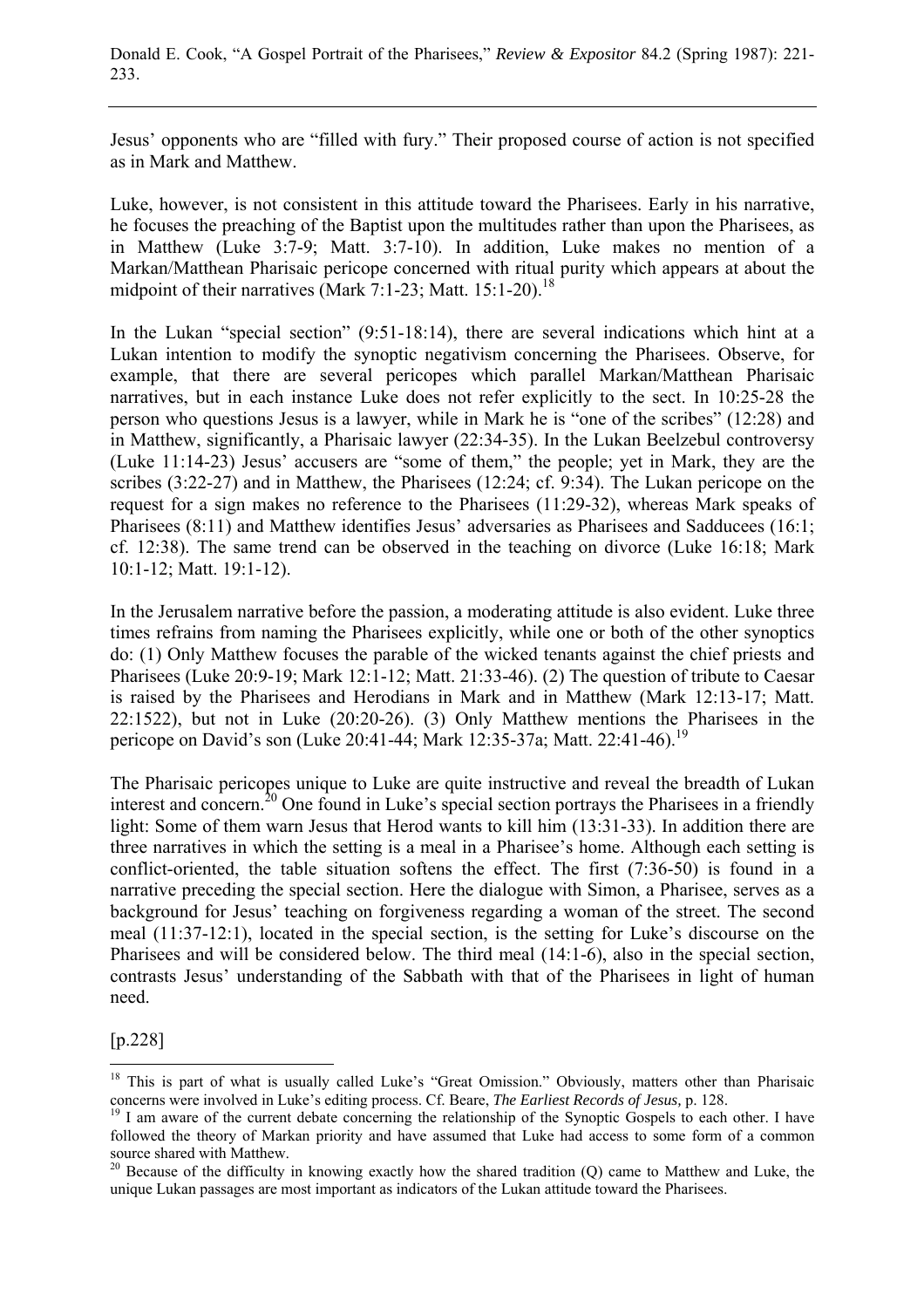Jesus' opponents who are "filled with fury." Their proposed course of action is not specified as in Mark and Matthew.

Luke, however, is not consistent in this attitude toward the Pharisees. Early in his narrative, he focuses the preaching of the Baptist upon the multitudes rather than upon the Pharisees, as in Matthew (Luke 3:7-9; Matt. 3:7-10). In addition, Luke makes no mention of a Markan/Matthean Pharisaic pericope concerned with ritual purity which appears at about the midpoint of their narratives (Mark 7:1-23; Matt. 15:1-20).[18]

In the Lukan "special section" (9:51-18:14), there are several indications which hint at a Lukan intention to modify the synoptic negativism concerning the Pharisees. Observe, for example, that there are several pericopes which parallel Markan/Matthean Pharisaic narratives, but in each instance Luke does not refer explicitly to the sect. In 10:25-28 the person who questions Jesus is a lawyer, while in Mark he is "one of the scribes" (12:28) and in Matthew, significantly, a Pharisaic lawyer (22:34-35). In the Lukan Beelzebul controversy (Luke 11:14-23) Jesus' accusers are "some of them," the people; yet in Mark, they are the scribes (3:22-27) and in Matthew, the Pharisees (12:24; cf. 9:34). The Lukan pericope on the request for a sign makes no reference to the Pharisees (11:29-32), whereas Mark speaks of Pharisees (8:11) and Matthew identifies Jesus' adversaries as Pharisees and Sadducees (16:1; cf. 12:38). The same trend can be observed in the teaching on divorce (Luke 16:18; Mark 10:1-12; Matt. 19:1-12).

In the Jerusalem narrative before the passion, a moderating attitude is also evident. Luke three times refrains from naming the Pharisees explicitly, while one or both of the other synoptics do: (1) Only Matthew focuses the parable of the wicked tenants against the chief priests and Pharisees (Luke 20:9-19; Mark 12:1-12; Matt. 21:33-46). (2) The question of tribute to Caesar is raised by the Pharisees and Herodians in Mark and in Matthew (Mark 12:13-17; Matt. 22:1522), but not in Luke (20:20-26). (3) Only Matthew mentions the Pharisees in the pericope on David's son (Luke 20:41-44; Mark 12:35-37a; Matt. 22:41-46).[19]

The Pharisaic pericopes unique to Luke are quite instructive and reveal the breadth of Lukan interest and concern.[20] One found in Luke's special section portrays the Pharisees in a friendly light: Some of them warn Jesus that Herod wants to kill him (13:31-33). In addition there are three narratives in which the setting is a meal in a Pharisee's home. Although each setting is conflict-oriented, the table situation softens the effect. The first (7:36-50) is found in a narrative preceding the special section. Here the dialogue with Simon, a Pharisee, serves as a background for Jesus' teaching on forgiveness regarding a woman of the street. The second meal (11:37-12:1), located in the special section, is the setting for Luke's discourse on the Pharisees and will be considered below. The third meal (14:1-6), also in the special section, contrasts Jesus' understanding of the Sabbath with that of the Pharisees in light of human need.

[p.228]

---

[18] This is part of what is usually called Luke's "Great Omission." Obviously, matters other than Pharisaic concerns were involved in Luke's editing process. Cf. Beare, *The Earliest Records of Jesus,* p. 128.

[19] I am aware of the current debate concerning the relationship of the Synoptic Gospels to each other. I have followed the theory of Markan priority and have assumed that Luke had access to some form of a common source shared with Matthew.

[20] Because of the difficulty in knowing exactly how the shared tradition (Q) came to Matthew and Luke, the unique Lukan passages are most important as indicators of the Lukan attitude toward the Pharisees.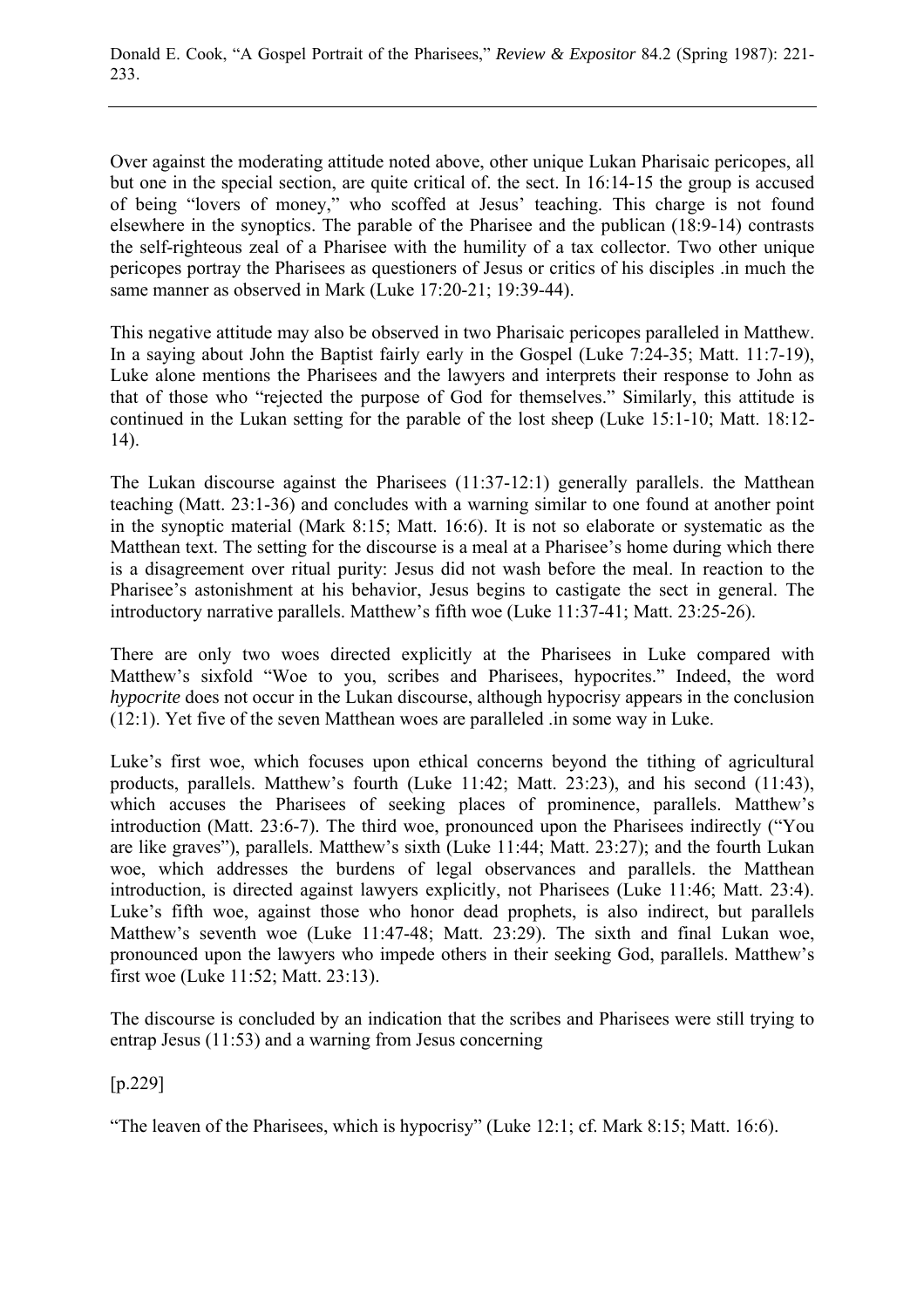Over against the moderating attitude noted above, other unique Lukan Pharisaic pericopes, all but one in the special section, are quite critical of. the sect. In 16:14-15 the group is accused of being "lovers of money," who scoffed at Jesus' teaching. This charge is not found elsewhere in the synoptics. The parable of the Pharisee and the publican (18:9-14) contrasts the self-righteous zeal of a Pharisee with the humility of a tax collector. Two other unique pericopes portray the Pharisees as questioners of Jesus or critics of his disciples .in much the same manner as observed in Mark (Luke 17:20-21; 19:39-44).

This negative attitude may also be observed in two Pharisaic pericopes paralleled in Matthew. In a saying about John the Baptist fairly early in the Gospel (Luke 7:24-35; Matt. 11:7-19), Luke alone mentions the Pharisees and the lawyers and interprets their response to John as that of those who "rejected the purpose of God for themselves." Similarly, this attitude is continued in the Lukan setting for the parable of the lost sheep (Luke 15:1-10; Matt. 18:12-14).

The Lukan discourse against the Pharisees (11:37-12:1) generally parallels. the Matthean teaching (Matt. 23:1-36) and concludes with a warning similar to one found at another point in the synoptic material (Mark 8:15; Matt. 16:6). It is not so elaborate or systematic as the Matthean text. The setting for the discourse is a meal at a Pharisee's home during which there is a disagreement over ritual purity: Jesus did not wash before the meal. In reaction to the Pharisee's astonishment at his behavior, Jesus begins to castigate the sect in general. The introductory narrative parallels. Matthew's fifth woe (Luke 11:37-41; Matt. 23:25-26).

There are only two woes directed explicitly at the Pharisees in Luke compared with Matthew's sixfold "Woe to you, scribes and Pharisees, hypocrites." Indeed, the word *hypocrite* does not occur in the Lukan discourse, although hypocrisy appears in the conclusion (12:1). Yet five of the seven Matthean woes are paralleled .in some way in Luke.

Luke's first woe, which focuses upon ethical concerns beyond the tithing of agricultural products, parallels. Matthew's fourth (Luke 11:42; Matt. 23:23), and his second (11:43), which accuses the Pharisees of seeking places of prominence, parallels. Matthew's introduction (Matt. 23:6-7). The third woe, pronounced upon the Pharisees indirectly ("You are like graves"), parallels. Matthew's sixth (Luke 11:44; Matt. 23:27); and the fourth Lukan woe, which addresses the burdens of legal observances and parallels. the Matthean introduction, is directed against lawyers explicitly, not Pharisees (Luke 11:46; Matt. 23:4). Luke's fifth woe, against those who honor dead prophets, is also indirect, but parallels Matthew's seventh woe (Luke 11:47-48; Matt. 23:29). The sixth and final Lukan woe, pronounced upon the lawyers who impede others in their seeking God, parallels. Matthew's first woe (Luke 11:52; Matt. 23:13).

The discourse is concluded by an indication that the scribes and Pharisees were still trying to entrap Jesus (11:53) and a warning from Jesus concerning

[p.229]

"The leaven of the Pharisees, which is hypocrisy" (Luke 12:1; cf. Mark 8:15; Matt. 16:6).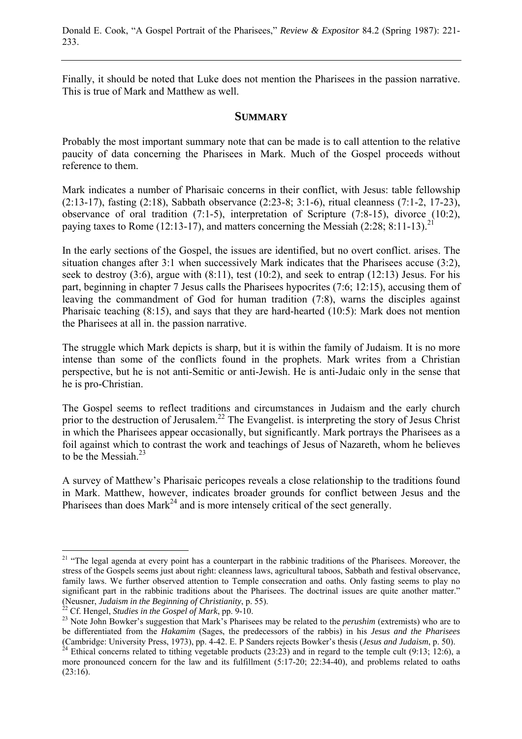Finally, it should be noted that Luke does not mention the Pharisees in the passion narrative. This is true of Mark and Matthew as well.

## SUMMARY

Probably the most important summary note that can be made is to call attention to the relative paucity of data concerning the Pharisees in Mark. Much of the Gospel proceeds without reference to them.

Mark indicates a number of Pharisaic concerns in their conflict, with Jesus: table fellowship (2:13-17), fasting (2:18), Sabbath observance (2:23-8; 3:1-6), ritual cleanness (7:1-2, 17-23), observance of oral tradition (7:1-5), interpretation of Scripture (7:8-15), divorce (10:2), paying taxes to Rome (12:13-17), and matters concerning the Messiah (2:28; 8:11-13).[21]

In the early sections of the Gospel, the issues are identified, but no overt conflict. arises. The situation changes after 3:1 when successively Mark indicates that the Pharisees accuse (3:2), seek to destroy (3:6), argue with (8:11), test (10:2), and seek to entrap (12:13) Jesus. For his part, beginning in chapter 7 Jesus calls the Pharisees hypocrites (7:6; 12:15), accusing them of leaving the commandment of God for human tradition (7:8), warns the disciples against Pharisaic teaching (8:15), and says that they are hard-hearted (10:5): Mark does not mention the Pharisees at all in. the passion narrative.

The struggle which Mark depicts is sharp, but it is within the family of Judaism. It is no more intense than some of the conflicts found in the prophets. Mark writes from a Christian perspective, but he is not anti-Semitic or anti-Jewish. He is anti-Judaic only in the sense that he is pro-Christian.

The Gospel seems to reflect traditions and circumstances in Judaism and the early church prior to the destruction of Jerusalem.[22] The Evangelist. is interpreting the story of Jesus Christ in which the Pharisees appear occasionally, but significantly. Mark portrays the Pharisees as a foil against which to contrast the work and teachings of Jesus of Nazareth, whom he believes to be the Messiah.[23]

A survey of Matthew's Pharisaic pericopes reveals a close relationship to the traditions found in Mark. Matthew, however, indicates broader grounds for conflict between Jesus and the Pharisees than does Mark[24] and is more intensely critical of the sect generally.

---

[21] "The legal agenda at every point has a counterpart in the rabbinic traditions of the Pharisees. Moreover, the stress of the Gospels seems just about right: cleanness laws, agricultural taboos, Sabbath and festival observance, family laws. We further observed attention to Temple consecration and oaths. Only fasting seems to play no significant part in the rabbinic traditions about the Pharisees. The doctrinal issues are quite another matter." (Neusner, *Judaism in the Beginning of Christianity*, p. 55).

[22] Cf. Hengel, *Studies in the Gospel of Mark*, pp. 9-10.

[23] Note John Bowker's suggestion that Mark's Pharisees may be related to the *perushim* (extremists) who are to be differentiated from the *Hakamim* (Sages, the predecessors of the rabbis) in his *Jesus and the Pharisees* (Cambridge: University Press, 1973), pp. 4-42. E. P Sanders rejects Bowker's thesis (*Jesus and Judaism*, p. 50).

[24] Ethical concerns related to tithing vegetable products (23:23) and in regard to the temple cult (9:13; 12:6), a more pronounced concern for the law and its fulfillment (5:17-20; 22:34-40), and problems related to oaths (23:16).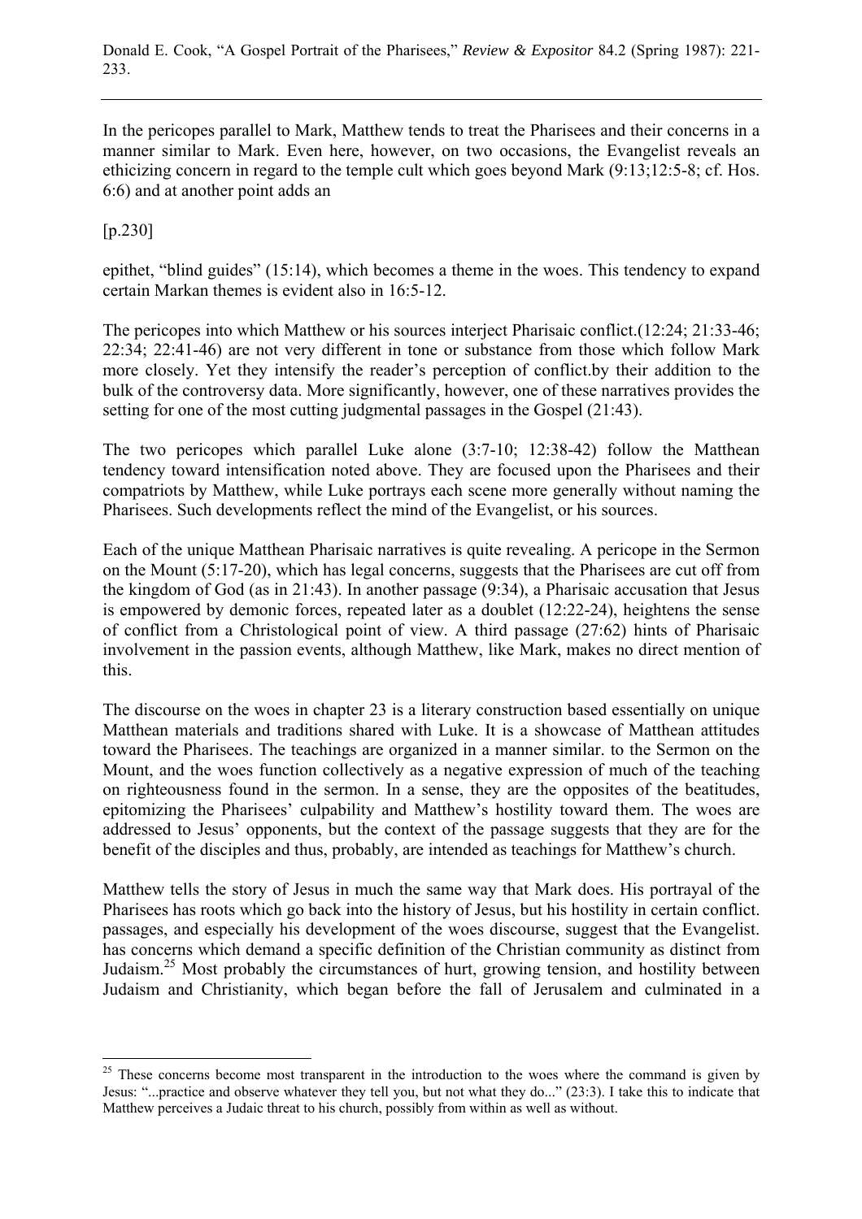In the pericopes parallel to Mark, Matthew tends to treat the Pharisees and their concerns in a manner similar to Mark. Even here, however, on two occasions, the Evangelist reveals an ethicizing concern in regard to the temple cult which goes beyond Mark (9:13;12:5-8; cf. Hos. 6:6) and at another point adds an

[p.230]

epithet, "blind guides" (15:14), which becomes a theme in the woes. This tendency to expand certain Markan themes is evident also in 16:5-12.

The pericopes into which Matthew or his sources interject Pharisaic conflict.(12:24; 21:33-46; 22:34; 22:41-46) are not very different in tone or substance from those which follow Mark more closely. Yet they intensify the reader's perception of conflict.by their addition to the bulk of the controversy data. More significantly, however, one of these narratives provides the setting for one of the most cutting judgmental passages in the Gospel (21:43).

The two pericopes which parallel Luke alone (3:7-10; 12:38-42) follow the Matthean tendency toward intensification noted above. They are focused upon the Pharisees and their compatriots by Matthew, while Luke portrays each scene more generally without naming the Pharisees. Such developments reflect the mind of the Evangelist, or his sources.

Each of the unique Matthean Pharisaic narratives is quite revealing. A pericope in the Sermon on the Mount (5:17-20), which has legal concerns, suggests that the Pharisees are cut off from the kingdom of God (as in 21:43). In another passage (9:34), a Pharisaic accusation that Jesus is empowered by demonic forces, repeated later as a doublet (12:22-24), heightens the sense of conflict from a Christological point of view. A third passage (27:62) hints of Pharisaic involvement in the passion events, although Matthew, like Mark, makes no direct mention of this.

The discourse on the woes in chapter 23 is a literary construction based essentially on unique Matthean materials and traditions shared with Luke. It is a showcase of Matthean attitudes toward the Pharisees. The teachings are organized in a manner similar. to the Sermon on the Mount, and the woes function collectively as a negative expression of much of the teaching on righteousness found in the sermon. In a sense, they are the opposites of the beatitudes, epitomizing the Pharisees' culpability and Matthew's hostility toward them. The woes are addressed to Jesus' opponents, but the context of the passage suggests that they are for the benefit of the disciples and thus, probably, are intended as teachings for Matthew's church.

Matthew tells the story of Jesus in much the same way that Mark does. His portrayal of the Pharisees has roots which go back into the history of Jesus, but his hostility in certain conflict. passages, and especially his development of the woes discourse, suggest that the Evangelist. has concerns which demand a specific definition of the Christian community as distinct from Judaism.[25] Most probably the circumstances of hurt, growing tension, and hostility between Judaism and Christianity, which began before the fall of Jerusalem and culminated in a

[25] These concerns become most transparent in the introduction to the woes where the command is given by Jesus: "...practice and observe whatever they tell you, but not what they do..." (23:3). I take this to indicate that Matthew perceives a Judaic threat to his church, possibly from within as well as without.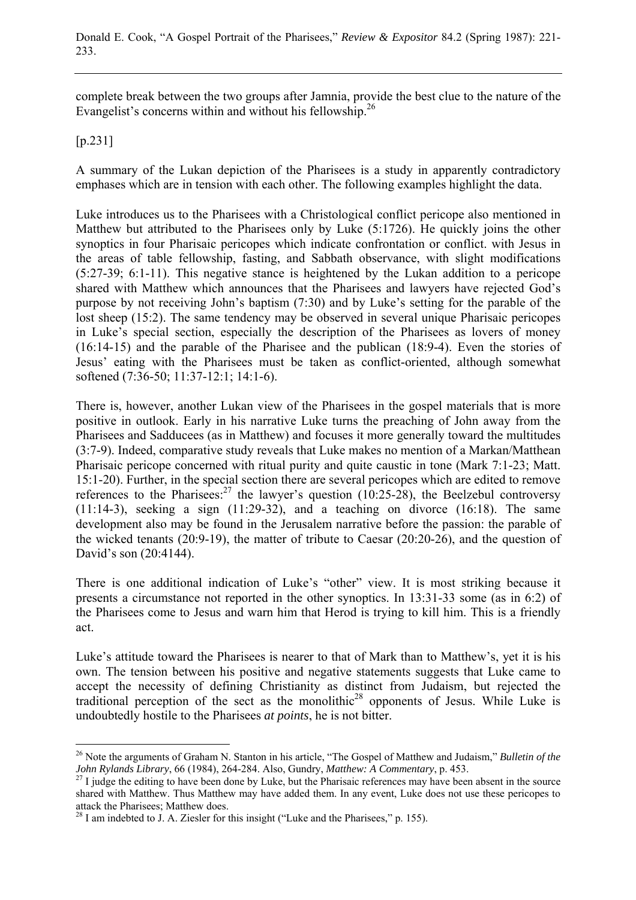complete break between the two groups after Jamnia, provide the best clue to the nature of the Evangelist's concerns within and without his fellowship.[26]

[p.231]

A summary of the Lukan depiction of the Pharisees is a study in apparently contradictory emphases which are in tension with each other. The following examples highlight the data.

Luke introduces us to the Pharisees with a Christological conflict pericope also mentioned in Matthew but attributed to the Pharisees only by Luke (5:1726). He quickly joins the other synoptics in four Pharisaic pericopes which indicate confrontation or conflict. with Jesus in the areas of table fellowship, fasting, and Sabbath observance, with slight modifications (5:27-39; 6:1-11). This negative stance is heightened by the Lukan addition to a pericope shared with Matthew which announces that the Pharisees and lawyers have rejected God's purpose by not receiving John's baptism (7:30) and by Luke's setting for the parable of the lost sheep (15:2). The same tendency may be observed in several unique Pharisaic pericopes in Luke's special section, especially the description of the Pharisees as lovers of money (16:14-15) and the parable of the Pharisee and the publican (18:9-4). Even the stories of Jesus' eating with the Pharisees must be taken as conflict-oriented, although somewhat softened (7:36-50; 11:37-12:1; 14:1-6).

There is, however, another Lukan view of the Pharisees in the gospel materials that is more positive in outlook. Early in his narrative Luke turns the preaching of John away from the Pharisees and Sadducees (as in Matthew) and focuses it more generally toward the multitudes (3:7-9). Indeed, comparative study reveals that Luke makes no mention of a Markan/Matthean Pharisaic pericope concerned with ritual purity and quite caustic in tone (Mark 7:1-23; Matt. 15:1-20). Further, in the special section there are several pericopes which are edited to remove references to the Pharisees:[27] the lawyer's question (10:25-28), the Beelzebul controversy (11:14-3), seeking a sign (11:29-32), and a teaching on divorce (16:18). The same development also may be found in the Jerusalem narrative before the passion: the parable of the wicked tenants (20:9-19), the matter of tribute to Caesar (20:20-26), and the question of David's son (20:4144).

There is one additional indication of Luke's "other" view. It is most striking because it presents a circumstance not reported in the other synoptics. In 13:31-33 some (as in 6:2) of the Pharisees come to Jesus and warn him that Herod is trying to kill him. This is a friendly act.

Luke's attitude toward the Pharisees is nearer to that of Mark than to Matthew's, yet it is his own. The tension between his positive and negative statements suggests that Luke came to accept the necessity of defining Christianity as distinct from Judaism, but rejected the traditional perception of the sect as the monolithic[28] opponents of Jesus. While Luke is undoubtedly hostile to the Pharisees *at points*, he is not bitter.

---

[26] Note the arguments of Graham N. Stanton in his article, "The Gospel of Matthew and Judaism," *Bulletin of the John Rylands Library*, 66 (1984), 264-284. Also, Gundry, *Matthew: A Commentary*, p. 453.

[27] I judge the editing to have been done by Luke, but the Pharisaic references may have been absent in the source shared with Matthew. Thus Matthew may have added them. In any event, Luke does not use these pericopes to attack the Pharisees; Matthew does.

[28] I am indebted to J. A. Ziesler for this insight ("Luke and the Pharisees," p. 155).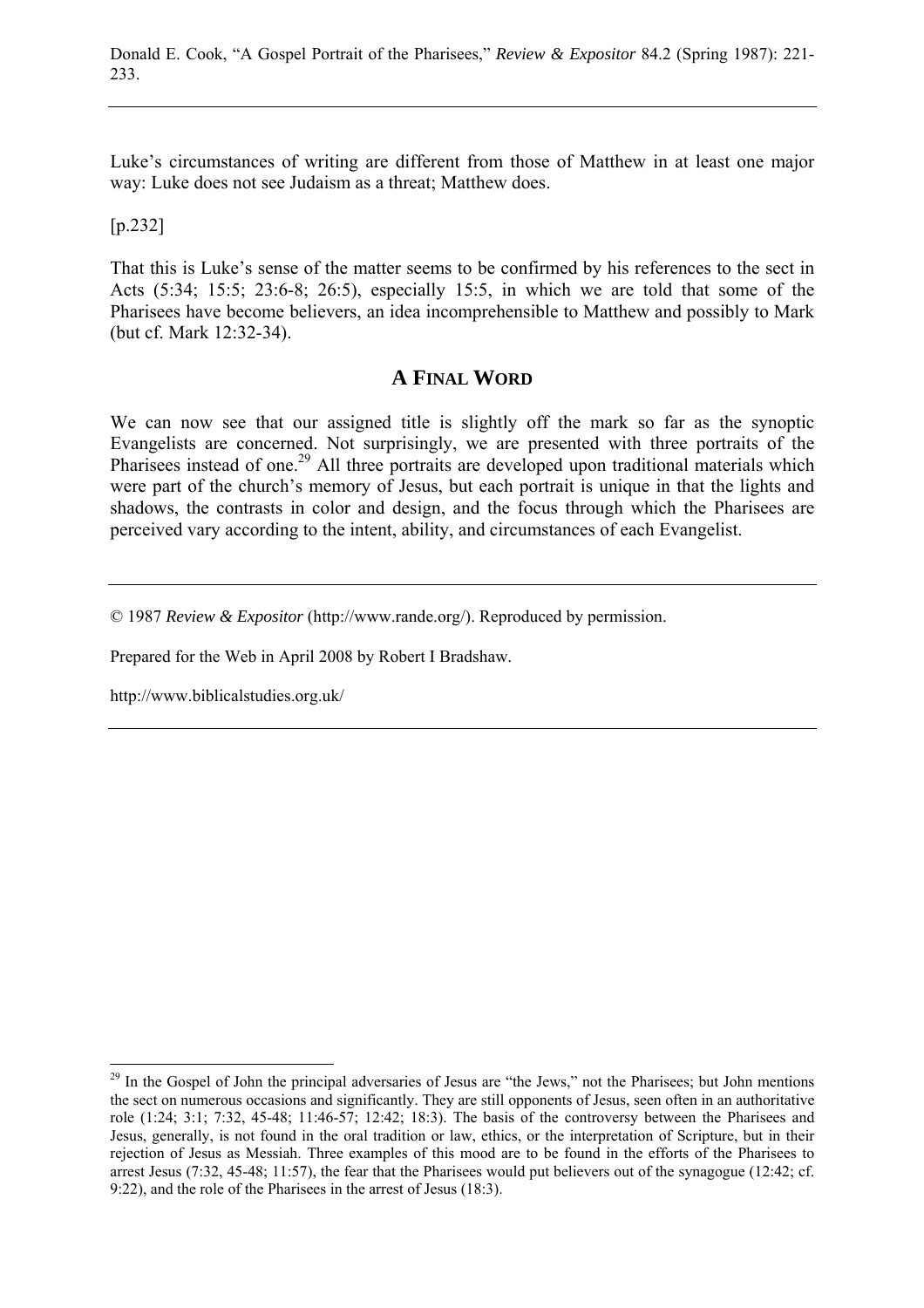Luke's circumstances of writing are different from those of Matthew in at least one major way: Luke does not see Judaism as a threat; Matthew does.

[p.232]

That this is Luke's sense of the matter seems to be confirmed by his references to the sect in Acts (5:34; 15:5; 23:6-8; 26:5), especially 15:5, in which we are told that some of the Pharisees have become believers, an idea incomprehensible to Matthew and possibly to Mark (but cf. Mark 12:32-34).

## A Final Word

We can now see that our assigned title is slightly off the mark so far as the synoptic Evangelists are concerned. Not surprisingly, we are presented with three portraits of the Pharisees instead of one.[29] All three portraits are developed upon traditional materials which were part of the church's memory of Jesus, but each portrait is unique in that the lights and shadows, the contrasts in color and design, and the focus through which the Pharisees are perceived vary according to the intent, ability, and circumstances of each Evangelist.

---

© 1987 *Review & Expositor* (http://www.rande.org/). Reproduced by permission.

Prepared for the Web in April 2008 by Robert I Bradshaw.

http://www.biblicalstudies.org.uk/

---

[29] In the Gospel of John the principal adversaries of Jesus are "the Jews," not the Pharisees; but John mentions the sect on numerous occasions and significantly. They are still opponents of Jesus, seen often in an authoritative role (1:24; 3:1; 7:32, 45-48; 11:46-57; 12:42; 18:3). The basis of the controversy between the Pharisees and Jesus, generally, is not found in the oral tradition or law, ethics, or the interpretation of Scripture, but in their rejection of Jesus as Messiah. Three examples of this mood are to be found in the efforts of the Pharisees to arrest Jesus (7:32, 45-48; 11:57), the fear that the Pharisees would put believers out of the synagogue (12:42; cf. 9:22), and the role of the Pharisees in the arrest of Jesus (18:3).